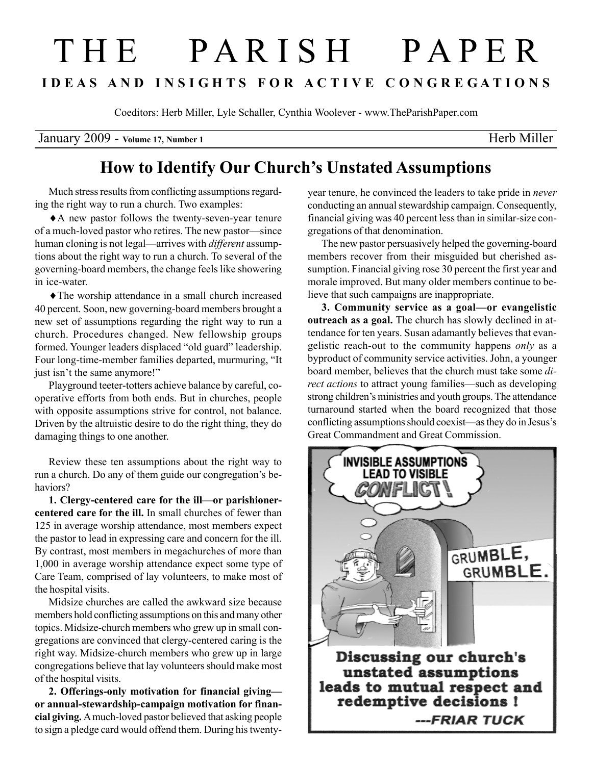# THE PARISH PAPER

**IDEAS AND INSIGHTS FOR ACTIVE CONGREGATIONS**

Coeditors: Herb Miller, Lyle Schaller, Cynthia Woolever - www.TheParishPaper.com

January 2009 - **Volume 17, Number 1** Herb Miller

## How to Identify Our Church's Unstated Assumptions

Much stress results from conflicting assumptions regarding the right way to run a church. Two examples:

♦A new pastor follows the twenty-seven-year tenure of a much-loved pastor who retires. The new pastor—since human cloning is not legal—arrives with *different* assumptions about the right way to run a church. To several of the governing-board members, the change feels like showering in ice-water.

♦The worship attendance in a small church increased 40 percent. Soon, new governing-board members brought a new set of assumptions regarding the right way to run a church. Procedures changed. New fellowship groups formed. Younger leaders displaced "old guard" leadership. Four long-time-member families departed, murmuring, "It just isn't the same anymore!"

Playground teeter-totters achieve balance by careful, cooperative efforts from both ends. But in churches, people with opposite assumptions strive for control, not balance. Driven by the altruistic desire to do the right thing, they do damaging things to one another.

Review these ten assumptions about the right way to run a church. Do any of them guide our congregation's behaviors?

**1. Clergy-centered care for the ill—or parishioner-centered care for the ill.** In small churches of fewer than 125 in average worship attendance, most members expect the pastor to lead in expressing care and concern for the ill. By contrast, most members in megachurches of more than 1,000 in average worship attendance expect some type of Care Team, comprised of lay volunteers, to make most of the hospital visits.

Midsize churches are called the awkward size because members hold conflicting assumptions on this and many other topics. Midsize-church members who grew up in small congregations are convinced that clergy-centered caring is the right way. Midsize-church members who grew up in large congregations believe that lay volunteers should make most of the hospital visits.

**2. Offerings-only motivation for financial giving—or annual-stewardship-campaign motivation for financial giving.** A much-loved pastor believed that asking people to sign a pledge card would offend them. During his twenty-year tenure, he convinced the leaders to take pride in *never* conducting an annual stewardship campaign. Consequently, financial giving was 40 percent less than in similar-size congregations of that denomination.

The new pastor persuasively helped the governing-board members recover from their misguided but cherished assumption. Financial giving rose 30 percent the first year and morale improved. But many older members continue to believe that such campaigns are inappropriate.

**3. Community service as a goal—or evangelistic outreach as a goal.** The church has slowly declined in attendance for ten years. Susan adamantly believes that evangelistic reach-out to the community happens *only* as a byproduct of community service activities. John, a younger board member, believes that the church must take some *direct actions* to attract young families—such as developing strong children's ministries and youth groups. The attendance turnaround started when the board recognized that those conflicting assumptions should coexist—as they do in Jesus's Great Commandment and Great Commission.

INVISIBLE ASSUMPTIONS LEAD TO VISIBLE CONFLICT!

GRUMBLE, GRUMBLE.

Discussing our church's unstated assumptions leads to mutual respect and redemptive decisions !

---FRIAR TUCK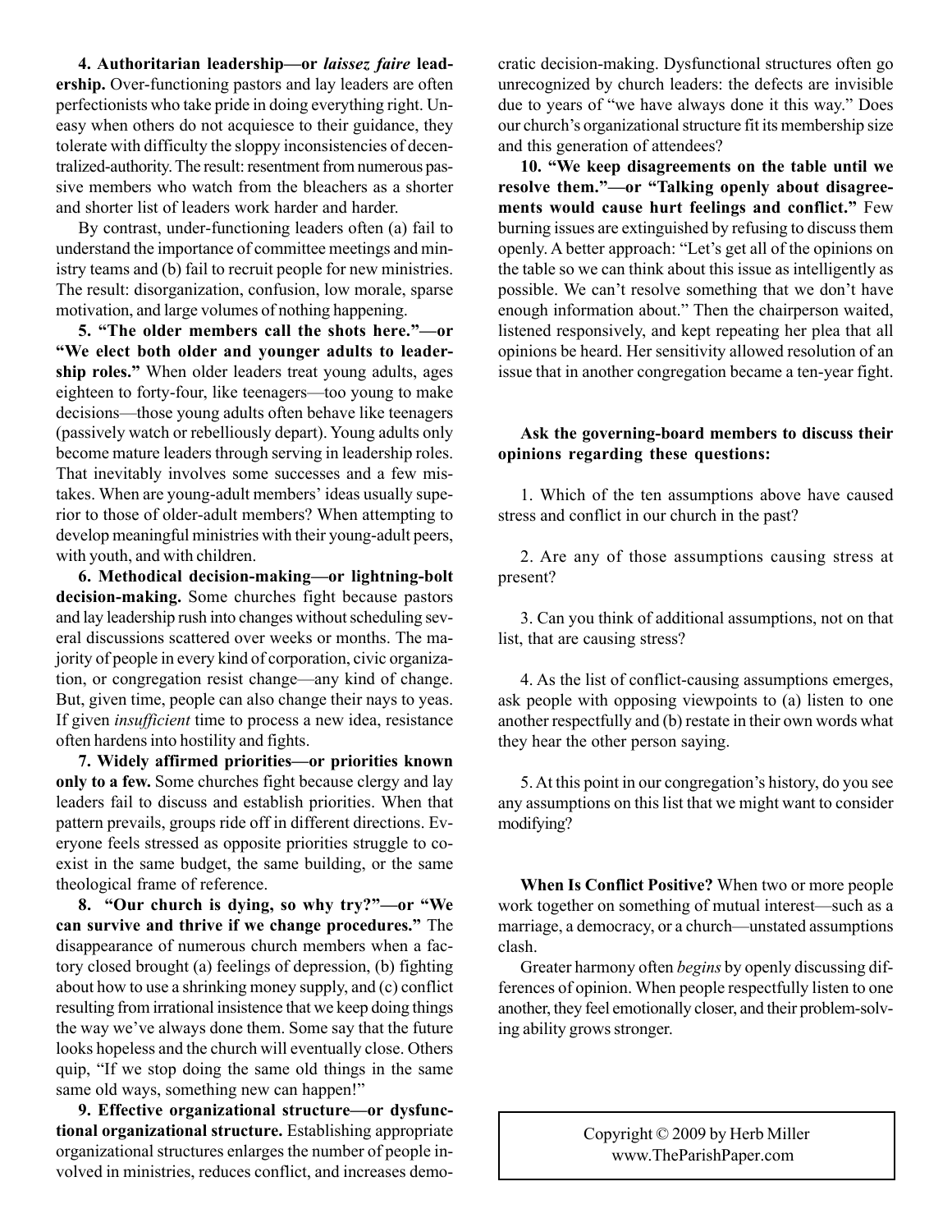**4. Authoritarian leadership—or *laissez faire* leadership.** Over-functioning pastors and lay leaders are often perfectionists who take pride in doing everything right. Uneasy when others do not acquiesce to their guidance, they tolerate with difficulty the sloppy inconsistencies of decentralized-authority. The result: resentment from numerous passive members who watch from the bleachers as a shorter and shorter list of leaders work harder and harder.

By contrast, under-functioning leaders often (a) fail to understand the importance of committee meetings and ministry teams and (b) fail to recruit people for new ministries. The result: disorganization, confusion, low morale, sparse motivation, and large volumes of nothing happening.

**5. "The older members call the shots here."—or "We elect both older and younger adults to leadership roles."** When older leaders treat young adults, ages eighteen to forty-four, like teenagers—too young to make decisions—those young adults often behave like teenagers (passively watch or rebelliously depart). Young adults only become mature leaders through serving in leadership roles. That inevitably involves some successes and a few mistakes. When are young-adult members' ideas usually superior to those of older-adult members? When attempting to develop meaningful ministries with their young-adult peers, with youth, and with children.

**6. Methodical decision-making—or lightning-bolt decision-making.** Some churches fight because pastors and lay leadership rush into changes without scheduling several discussions scattered over weeks or months. The majority of people in every kind of corporation, civic organization, or congregation resist change—any kind of change. But, given time, people can also change their nays to yeas. If given *insufficient* time to process a new idea, resistance often hardens into hostility and fights.

**7. Widely affirmed priorities—or priorities known only to a few.** Some churches fight because clergy and lay leaders fail to discuss and establish priorities. When that pattern prevails, groups ride off in different directions. Everyone feels stressed as opposite priorities struggle to coexist in the same budget, the same building, or the same theological frame of reference.

**8. "Our church is dying, so why try?"—or "We can survive and thrive if we change procedures."** The disappearance of numerous church members when a factory closed brought (a) feelings of depression, (b) fighting about how to use a shrinking money supply, and (c) conflict resulting from irrational insistence that we keep doing things the way we've always done them. Some say that the future looks hopeless and the church will eventually close. Others quip, "If we stop doing the same old things in the same same old ways, something new can happen!"

**9. Effective organizational structure—or dysfunctional organizational structure.** Establishing appropriate organizational structures enlarges the number of people involved in ministries, reduces conflict, and increases democratic decision-making. Dysfunctional structures often go unrecognized by church leaders: the defects are invisible due to years of "we have always done it this way." Does our church's organizational structure fit its membership size and this generation of attendees?

**10. "We keep disagreements on the table until we resolve them."—or "Talking openly about disagreements would cause hurt feelings and conflict."** Few burning issues are extinguished by refusing to discuss them openly. A better approach: "Let's get all of the opinions on the table so we can think about this issue as intelligently as possible. We can't resolve something that we don't have enough information about." Then the chairperson waited, listened responsively, and kept repeating her plea that all opinions be heard. Her sensitivity allowed resolution of an issue that in another congregation became a ten-year fight.

**Ask the governing-board members to discuss their opinions regarding these questions:**

1. Which of the ten assumptions above have caused stress and conflict in our church in the past?

2. Are any of those assumptions causing stress at present?

3. Can you think of additional assumptions, not on that list, that are causing stress?

4. As the list of conflict-causing assumptions emerges, ask people with opposing viewpoints to (a) listen to one another respectfully and (b) restate in their own words what they hear the other person saying.

5. At this point in our congregation's history, do you see any assumptions on this list that we might want to consider modifying?

**When Is Conflict Positive?** When two or more people work together on something of mutual interest—such as a marriage, a democracy, or a church—unstated assumptions clash.

Greater harmony often *begins* by openly discussing differences of opinion. When people respectfully listen to one another, they feel emotionally closer, and their problem-solving ability grows stronger.

Copyright © 2009 by Herb Miller
www.TheParishPaper.com